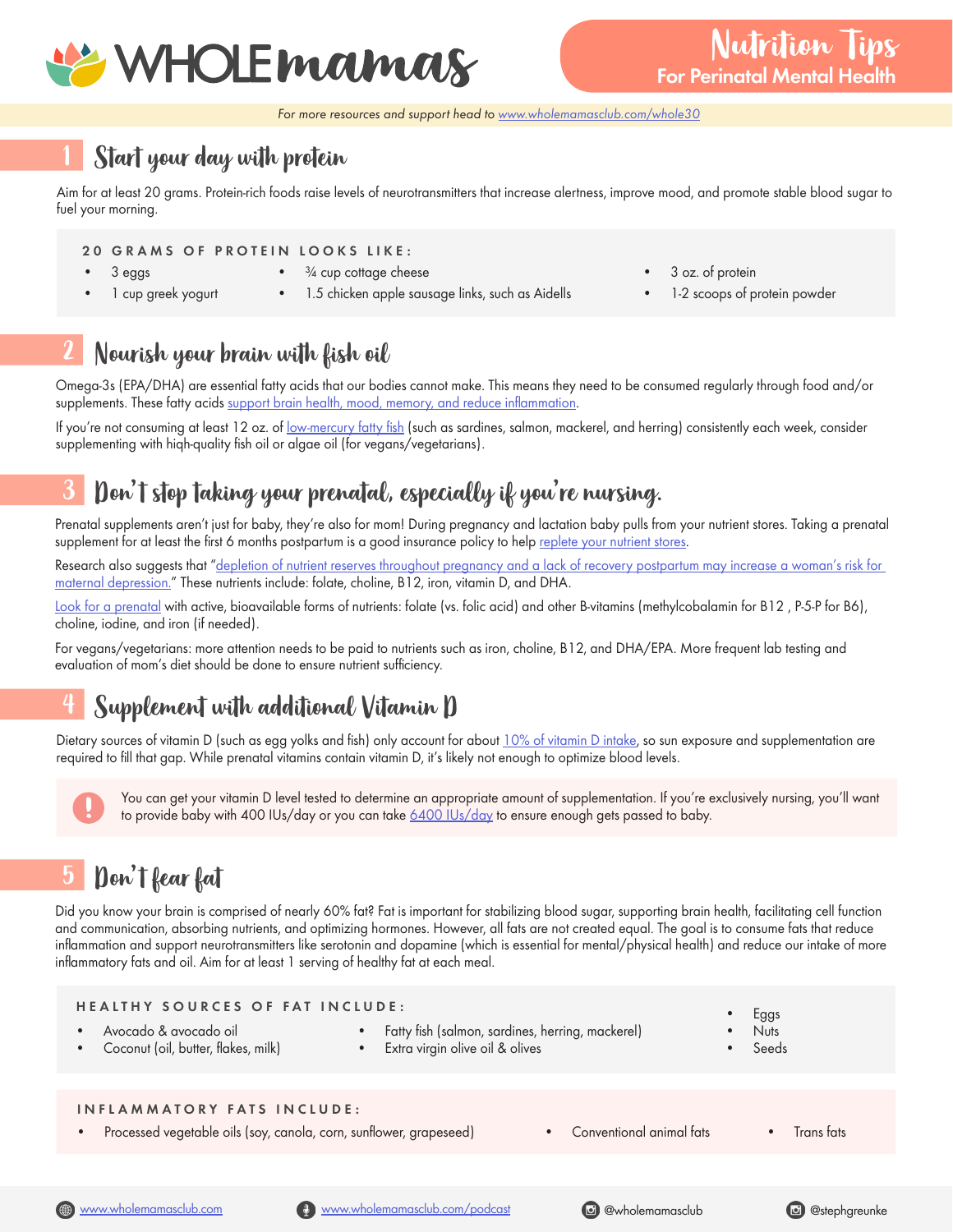# WHOLE mamas

## Nutrition Tips
### For Perinatal Mental Health

*For more resources and support head to www.wholemamasclub.com/whole30*

## 1 Start your day with protein

Aim for at least 20 grams. Protein-rich foods raise levels of neurotransmitters that increase alertness, improve mood, and promote stable blood sugar to fuel your morning.

**20 GRAMS OF PROTEIN LOOKS LIKE:**

- 3 eggs
- 1 cup greek yogurt
- ¾ cup cottage cheese
- 1.5 chicken apple sausage links, such as Aidells
- 3 oz. of protein
- 1-2 scoops of protein powder

## 2 Nourish your brain with fish oil

Omega-3s (EPA/DHA) are essential fatty acids that our bodies cannot make. This means they need to be consumed regularly through food and/or supplements. These fatty acids support brain health, mood, memory, and reduce inflammation.

If you're not consuming at least 12 oz. of low-mercury fatty fish (such as sardines, salmon, mackerel, and herring) consistently each week, consider supplementing with hiqh-quality fish oil or algae oil (for vegans/vegetarians).

## 3 Don't stop taking your prenatal, especially if you're nursing.

Prenatal supplements aren't just for baby, they're also for mom! During pregnancy and lactation baby pulls from your nutrient stores. Taking a prenatal supplement for at least the first 6 months postpartum is a good insurance policy to help replete your nutrient stores.

Research also suggests that "depletion of nutrient reserves throughout pregnancy and a lack of recovery postpartum may increase a woman's risk for maternal depression." These nutrients include: folate, choline, B12, iron, vitamin D, and DHA.

Look for a prenatal with active, bioavailable forms of nutrients: folate (vs. folic acid) and other B-vitamins (methylcobalamin for B12 , P-5-P for B6), choline, iodine, and iron (if needed).

For vegans/vegetarians: more attention needs to be paid to nutrients such as iron, choline, B12, and DHA/EPA. More frequent lab testing and evaluation of mom's diet should be done to ensure nutrient sufficiency.

## 4 Supplement with additional Vitamin D

Dietary sources of vitamin D (such as egg yolks and fish) only account for about 10% of vitamin D intake, so sun exposure and supplementation are required to fill that gap. While prenatal vitamins contain vitamin D, it's likely not enough to optimize blood levels.

> **!** You can get your vitamin D level tested to determine an appropriate amount of supplementation. If you're exclusively nursing, you'll want to provide baby with 400 IUs/day or you can take 6400 IUs/day to ensure enough gets passed to baby.

## 5 Don't fear fat

Did you know your brain is comprised of nearly 60% fat? Fat is important for stabilizing blood sugar, supporting brain health, facilitating cell function and communication, absorbing nutrients, and optimizing hormones. However, all fats are not created equal. The goal is to consume fats that reduce inflammation and support neurotransmitters like serotonin and dopamine (which is essential for mental/physical health) and reduce our intake of more inflammatory fats and oil. Aim for at least 1 serving of healthy fat at each meal.

**HEALTHY SOURCES OF FAT INCLUDE:**

- Avocado & avocado oil
- Coconut (oil, butter, flakes, milk)
- Fatty fish (salmon, sardines, herring, mackerel)
- Extra virgin olive oil & olives
- Eggs
- Nuts
- Seeds

**INFLAMMATORY FATS INCLUDE:**

- Processed vegetable oils (soy, canola, corn, sunflower, grapeseed)
- Conventional animal fats
- Trans fats

www.wholemamasclub.com | www.wholemamasclub.com/podcast | @wholemamasclub | @stephgreunke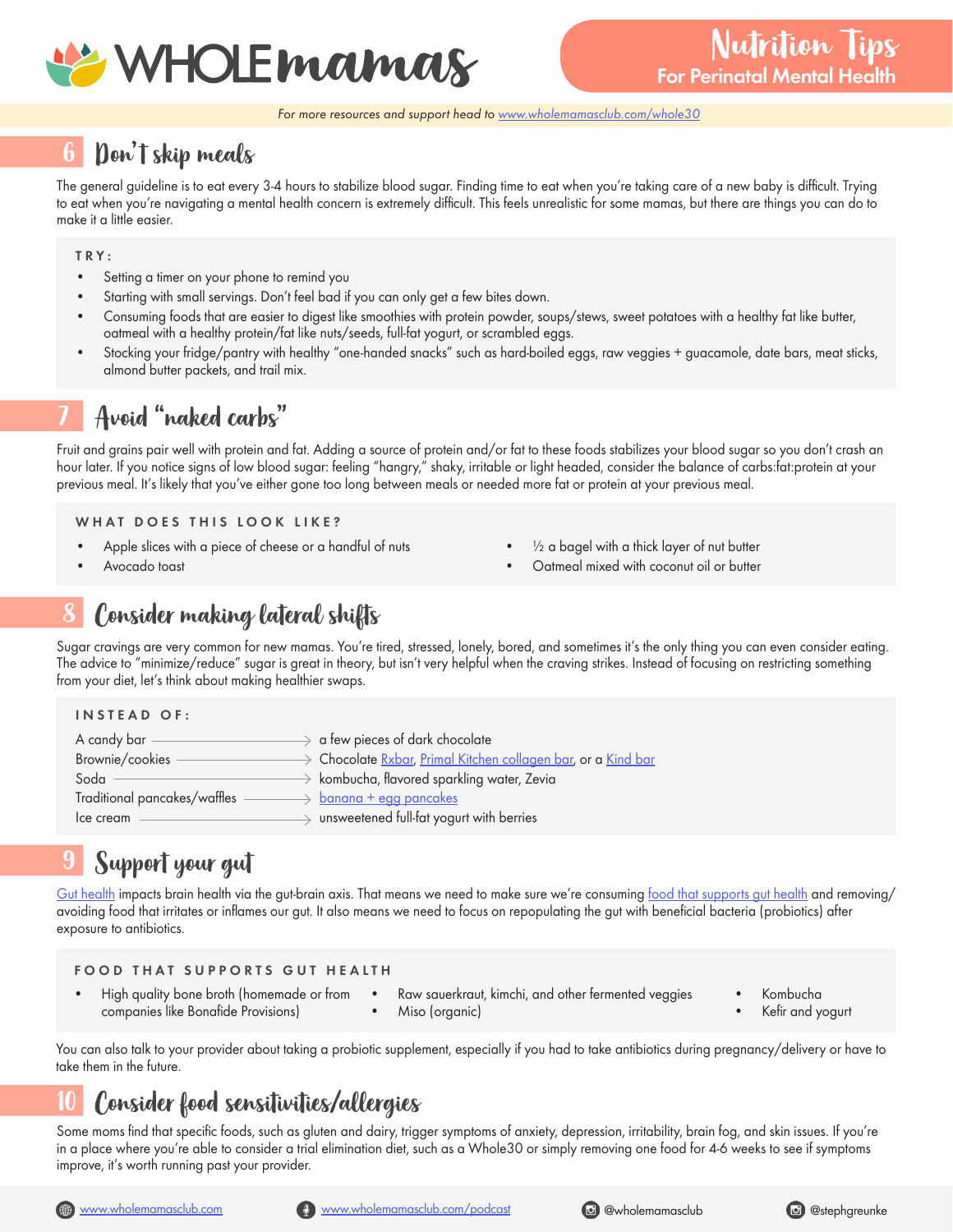# WHOLEmamas

## Nutrition Tips
### For Perinatal Mental Health

*For more resources and support head to www.wholemamasclub.com/whole30*

## 6 Don't skip meals

The general guideline is to eat every 3-4 hours to stabilize blood sugar. Finding time to eat when you're taking care of a new baby is difficult. Trying to eat when you're navigating a mental health concern is extremely difficult. This feels unrealistic for some mamas, but there are things you can do to make it a little easier.

**TRY:**

- Setting a timer on your phone to remind you
- Starting with small servings. Don't feel bad if you can only get a few bites down.
- Consuming foods that are easier to digest like smoothies with protein powder, soups/stews, sweet potatoes with a healthy fat like butter, oatmeal with a healthy protein/fat like nuts/seeds, full-fat yogurt, or scrambled eggs.
- Stocking your fridge/pantry with healthy "one-handed snacks" such as hard-boiled eggs, raw veggies + guacamole, date bars, meat sticks, almond butter packets, and trail mix.

## 7 Avoid "naked carbs"

Fruit and grains pair well with protein and fat. Adding a source of protein and/or fat to these foods stabilizes your blood sugar so you don't crash an hour later. If you notice signs of low blood sugar: feeling "hangry," shaky, irritable or light headed, consider the balance of carbs:fat:protein at your previous meal. It's likely that you've either gone too long between meals or needed more fat or protein at your previous meal.

**WHAT DOES THIS LOOK LIKE?**

- Apple slices with a piece of cheese or a handful of nuts
- Avocado toast
- ½ a bagel with a thick layer of nut butter
- Oatmeal mixed with coconut oil or butter

## 8 Consider making lateral shifts

Sugar cravings are very common for new mamas. You're tired, stressed, lonely, bored, and sometimes it's the only thing you can even consider eating. The advice to "minimize/reduce" sugar is great in theory, but isn't very helpful when the craving strikes. Instead of focusing on restricting something from your diet, let's think about making healthier swaps.

**INSTEAD OF:**

- A candy bar → a few pieces of dark chocolate
- Brownie/cookies → Chocolate Rxbar, Primal Kitchen collagen bar, or a Kind bar
- Soda → kombucha, flavored sparkling water, Zevia
- Traditional pancakes/waffles → banana + egg pancakes
- Ice cream → unsweetened full-fat yogurt with berries

## 9 Support your gut

Gut health impacts brain health via the gut-brain axis. That means we need to make sure we're consuming food that supports gut health and removing/avoiding food that irritates or inflames our gut. It also means we need to focus on repopulating the gut with beneficial bacteria (probiotics) after exposure to antibiotics.

**FOOD THAT SUPPORTS GUT HEALTH**

- High quality bone broth (homemade or from companies like Bonafide Provisions)
- Raw sauerkraut, kimchi, and other fermented veggies
- Miso (organic)
- Kombucha
- Kefir and yogurt

You can also talk to your provider about taking a probiotic supplement, especially if you had to take antibiotics during pregnancy/delivery or have to take them in the future.

## 10 Consider food sensitivities/allergies

Some moms find that specific foods, such as gluten and dairy, trigger symptoms of anxiety, depression, irritability, brain fog, and skin issues. If you're in a place where you're able to consider a trial elimination diet, such as a Whole30 or simply removing one food for 4-6 weeks to see if symptoms improve, it's worth running past your provider.

www.wholemamasclub.com | www.wholemamasclub.com/podcast | @wholemamasclub | @stephgreunke